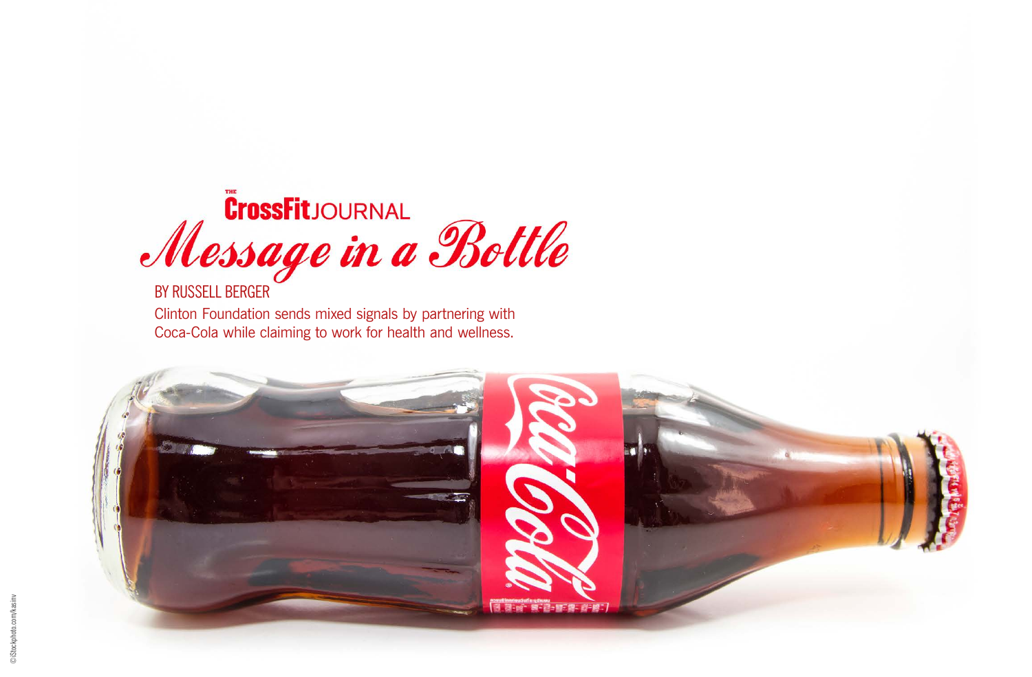THE CrossFit JOURNAL

# *Message in a Bottle*

BY RUSSELL BERGER

Clinton Foundation sends mixed signals by partnering with Coca-Cola while claiming to work for health and wellness.

©iStockphoto.com/kasinv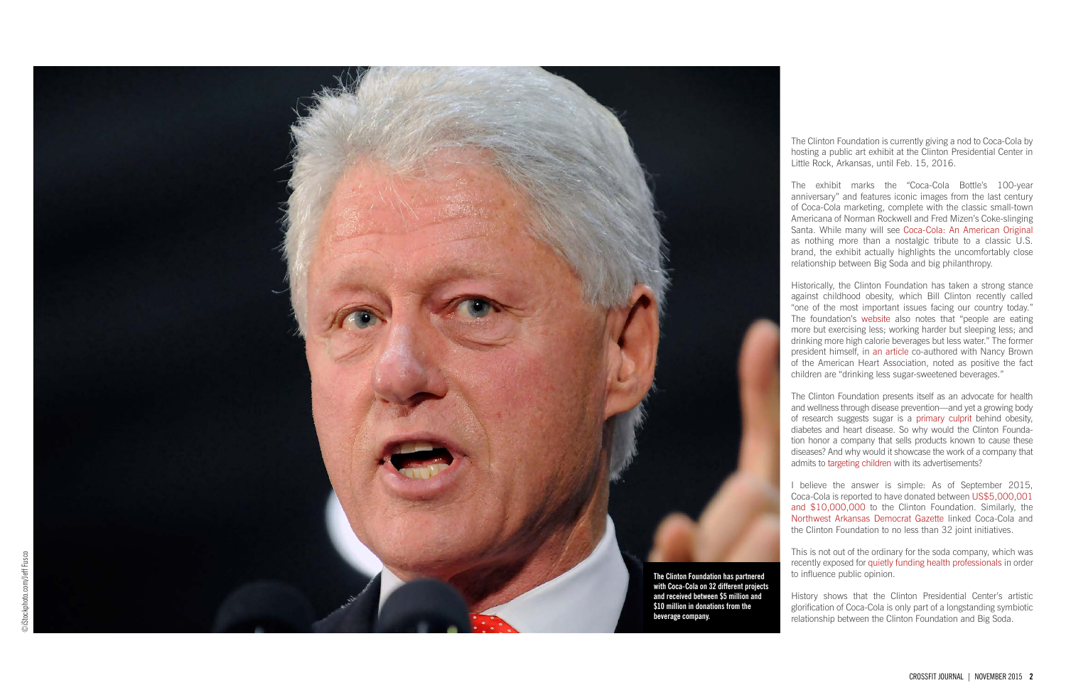The Clinton Foundation has partnered with Coca-Cola on 32 different projects and received between $5 million and $10 million in donations from the beverage company.

©iStockphoto.com/Jeff Fusco

The Clinton Foundation is currently giving a nod to Coca-Cola by hosting a public art exhibit at the Clinton Presidential Center in Little Rock, Arkansas, until Feb. 15, 2016.

The exhibit marks the "Coca-Cola Bottle's 100-year anniversary" and features iconic images from the last century of Coca-Cola marketing, complete with the classic small-town Americana of Norman Rockwell and Fred Mizen's Coke-slinging Santa. While many will see Coca-Cola: An American Original as nothing more than a nostalgic tribute to a classic U.S. brand, the exhibit actually highlights the uncomfortably close relationship between Big Soda and big philanthropy.

Historically, the Clinton Foundation has taken a strong stance against childhood obesity, which Bill Clinton recently called "one of the most important issues facing our country today." The foundation's website also notes that "people are eating more but exercising less; working harder but sleeping less; and drinking more high calorie beverages but less water." The former president himself, in an article co-authored with Nancy Brown of the American Heart Association, noted as positive the fact children are "drinking less sugar-sweetened beverages."

The Clinton Foundation presents itself as an advocate for health and wellness through disease prevention—and yet a growing body of research suggests sugar is a primary culprit behind obesity, diabetes and heart disease. So why would the Clinton Foundation honor a company that sells products known to cause these diseases? And why would it showcase the work of a company that admits to targeting children with its advertisements?

I believe the answer is simple: As of September 2015, Coca-Cola is reported to have donated between US$5,000,001 and $10,000,000 to the Clinton Foundation. Similarly, the Northwest Arkansas Democrat Gazette linked Coca-Cola and the Clinton Foundation to no less than 32 joint initiatives.

This is not out of the ordinary for the soda company, which was recently exposed for quietly funding health professionals in order to influence public opinion.

History shows that the Clinton Presidential Center's artistic glorification of Coca-Cola is only part of a longstanding symbiotic relationship between the Clinton Foundation and Big Soda.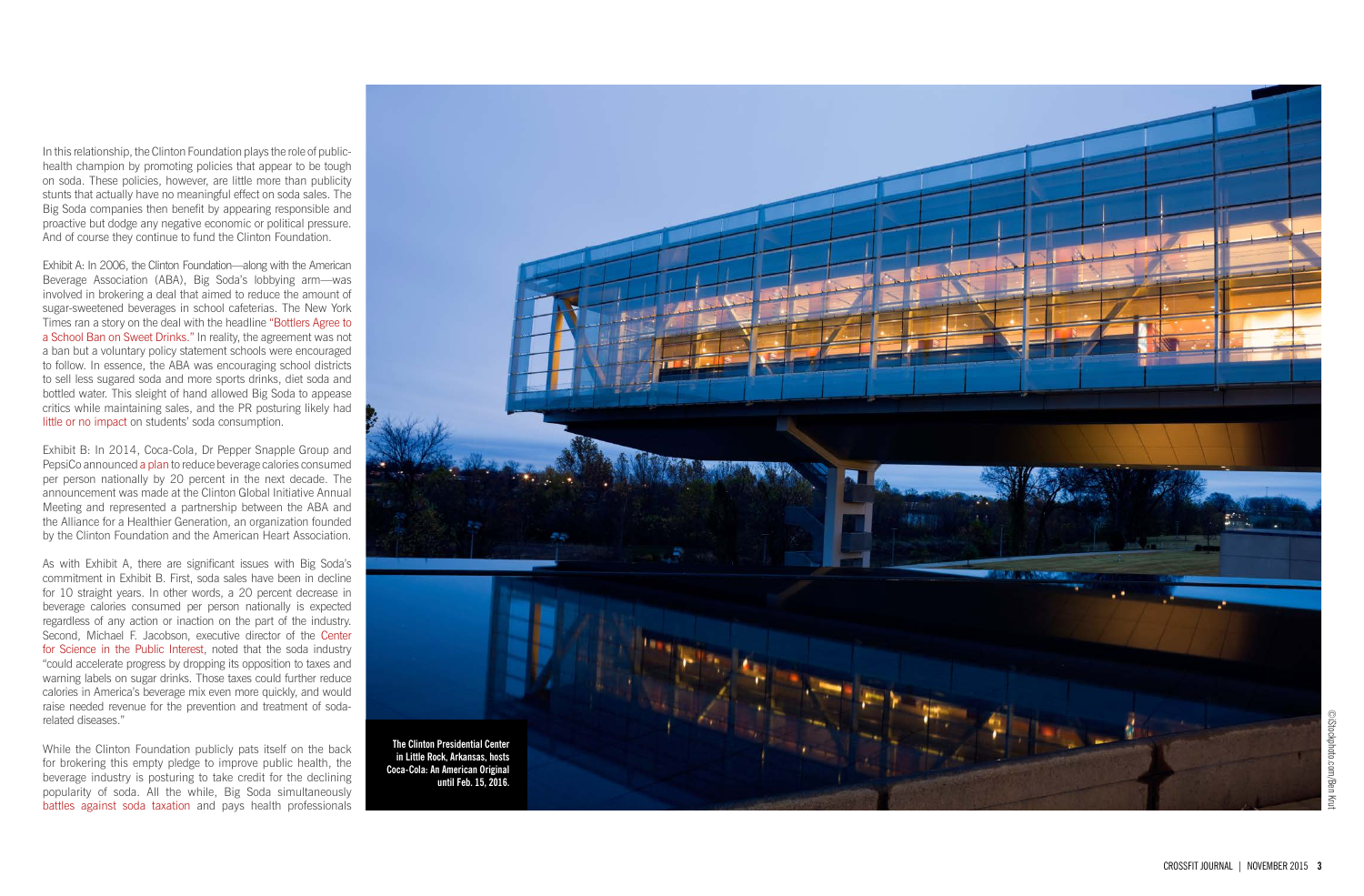In this relationship, the Clinton Foundation plays the role of public-health champion by promoting policies that appear to be tough on soda. These policies, however, are little more than publicity stunts that actually have no meaningful effect on soda sales. The Big Soda companies then benefit by appearing responsible and proactive but dodge any negative economic or political pressure. And of course they continue to fund the Clinton Foundation.

Exhibit A: In 2006, the Clinton Foundation—along with the American Beverage Association (ABA), Big Soda's lobbying arm—was involved in brokering a deal that aimed to reduce the amount of sugar-sweetened beverages in school cafeterias. The New York Times ran a story on the deal with the headline "Bottlers Agree to a School Ban on Sweet Drinks." In reality, the agreement was not a ban but a voluntary policy statement schools were encouraged to follow. In essence, the ABA was encouraging school districts to sell less sugared soda and more sports drinks, diet soda and bottled water. This sleight of hand allowed Big Soda to appease critics while maintaining sales, and the PR posturing likely had little or no impact on students' soda consumption.

Exhibit B: In 2014, Coca-Cola, Dr Pepper Snapple Group and PepsiCo announced a plan to reduce beverage calories consumed per person nationally by 20 percent in the next decade. The announcement was made at the Clinton Global Initiative Annual Meeting and represented a partnership between the ABA and the Alliance for a Healthier Generation, an organization founded by the Clinton Foundation and the American Heart Association.

As with Exhibit A, there are significant issues with Big Soda's commitment in Exhibit B. First, soda sales have been in decline for 10 straight years. In other words, a 20 percent decrease in beverage calories consumed per person nationally is expected regardless of any action or inaction on the part of the industry. Second, Michael F. Jacobson, executive director of the Center for Science in the Public Interest, noted that the soda industry "could accelerate progress by dropping its opposition to taxes and warning labels on sugar drinks. Those taxes could further reduce calories in America's beverage mix even more quickly, and would raise needed revenue for the prevention and treatment of soda-related diseases."

While the Clinton Foundation publicly pats itself on the back for brokering this empty pledge to improve public health, the beverage industry is posturing to take credit for the declining popularity of soda. All the while, Big Soda simultaneously battles against soda taxation and pays health professionals

**The Clinton Presidential Center in Little Rock, Arkansas, hosts Coca-Cola: An American Original until Feb. 15, 2016.**

©iStockphoto.com/Ben Krut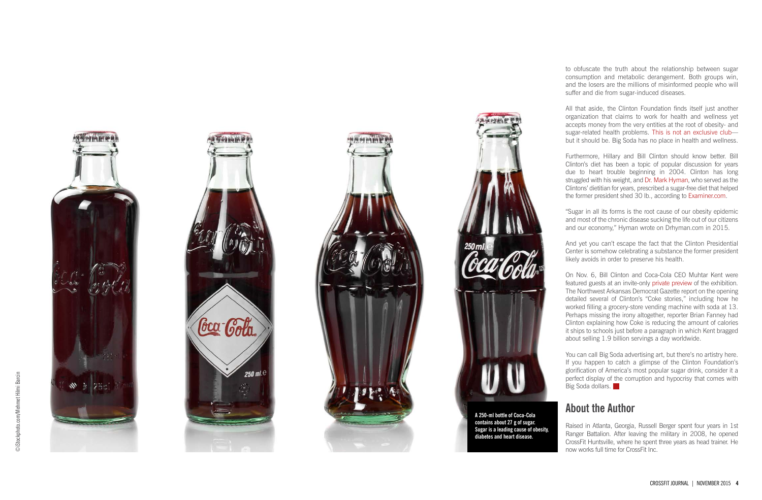to obfuscate the truth about the relationship between sugar consumption and metabolic derangement. Both groups win, and the losers are the millions of misinformed people who will suffer and die from sugar-induced diseases.

All that aside, the Clinton Foundation finds itself just another organization that claims to work for health and wellness yet accepts money from the very entities at the root of obesity- and sugar-related health problems. This is not an exclusive club—but it should be. Big Soda has no place in health and wellness.

Furthermore, Hillary and Bill Clinton should know better. Bill Clinton's diet has been a topic of popular discussion for years due to heart trouble beginning in 2004. Clinton has long struggled with his weight, and Dr. Mark Hyman, who served as the Clintons' dietitian for years, prescribed a sugar-free diet that helped the former president shed 30 lb., according to Examiner.com.

"Sugar in all its forms is the root cause of our obesity epidemic and most of the chronic disease sucking the life out of our citizens and our economy," Hyman wrote on Drhyman.com in 2015.

And yet you can't escape the fact that the Clinton Presidential Center is somehow celebrating a substance the former president likely avoids in order to preserve his health.

On Nov. 6, Bill Clinton and Coca-Cola CEO Muhtar Kent were featured guests at an invite-only private preview of the exhibition. The Northwest Arkansas Democrat Gazette report on the opening detailed several of Clinton's "Coke stories," including how he worked filling a grocery-store vending machine with soda at 13. Perhaps missing the irony altogether, reporter Brian Fanney had Clinton explaining how Coke is reducing the amount of calories it ships to schools just before a paragraph in which Kent bragged about selling 1.9 billion servings a day worldwide.

You can call Big Soda advertising art, but there's no artistry here. If you happen to catch a glimpse of the Clinton Foundation's glorification of America's most popular sugar drink, consider it a perfect display of the corruption and hypocrisy that comes with Big Soda dollars.

**A 250-ml bottle of Coca-Cola contains about 27 g of sugar. Sugar is a leading cause of obesity, diabetes and heart disease.**

©iStockphoto.com/Mehmet Hilmi Barcin

## About the Author

Raised in Atlanta, Georgia, Russell Berger spent four years in 1st Ranger Battalion. After leaving the military in 2008, he opened CrossFit Huntsville, where he spent three years as head trainer. He now works full time for CrossFit Inc.